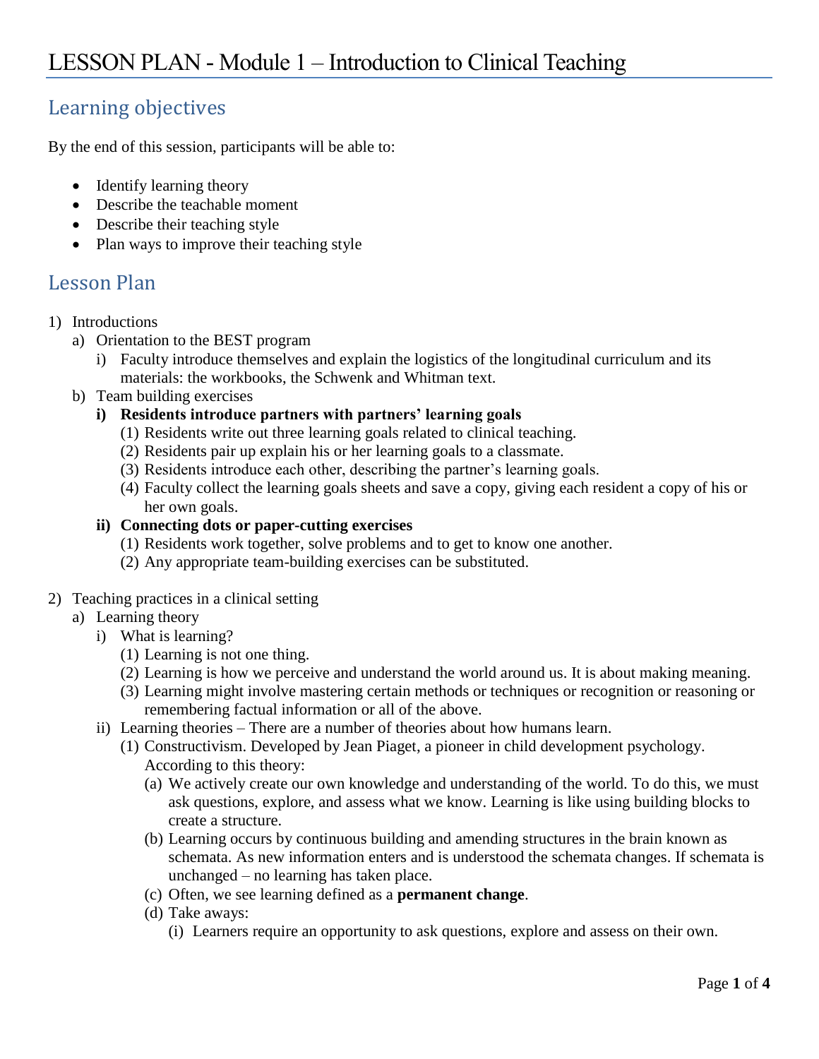# LESSON PLAN - Module 1 – Introduction to Clinical Teaching

## Learning objectives

By the end of this session, participants will be able to:

- Identify learning theory
- Describe the teachable moment
- Describe their teaching style
- Plan ways to improve their teaching style

## Lesson Plan

1) Introductions
   a) Orientation to the BEST program
      i) Faculty introduce themselves and explain the logistics of the longitudinal curriculum and its materials: the workbooks, the Schwenk and Whitman text.
   b) Team building exercises
      **i) Residents introduce partners with partners' learning goals**
         (1) Residents write out three learning goals related to clinical teaching.
         (2) Residents pair up explain his or her learning goals to a classmate.
         (3) Residents introduce each other, describing the partner's learning goals.
         (4) Faculty collect the learning goals sheets and save a copy, giving each resident a copy of his or her own goals.
      **ii) Connecting dots or paper-cutting exercises**
         (1) Residents work together, solve problems and to get to know one another.
         (2) Any appropriate team-building exercises can be substituted.

2) Teaching practices in a clinical setting
   a) Learning theory
      i) What is learning?
         (1) Learning is not one thing.
         (2) Learning is how we perceive and understand the world around us. It is about making meaning.
         (3) Learning might involve mastering certain methods or techniques or recognition or reasoning or remembering factual information or all of the above.
      ii) Learning theories – There are a number of theories about how humans learn.
         (1) Constructivism. Developed by Jean Piaget, a pioneer in child development psychology. According to this theory:
            (a) We actively create our own knowledge and understanding of the world. To do this, we must ask questions, explore, and assess what we know. Learning is like using building blocks to create a structure.
            (b) Learning occurs by continuous building and amending structures in the brain known as schemata. As new information enters and is understood the schemata changes. If schemata is unchanged – no learning has taken place.
            (c) Often, we see learning defined as a **permanent change**.
            (d) Take aways:
               (i) Learners require an opportunity to ask questions, explore and assess on their own.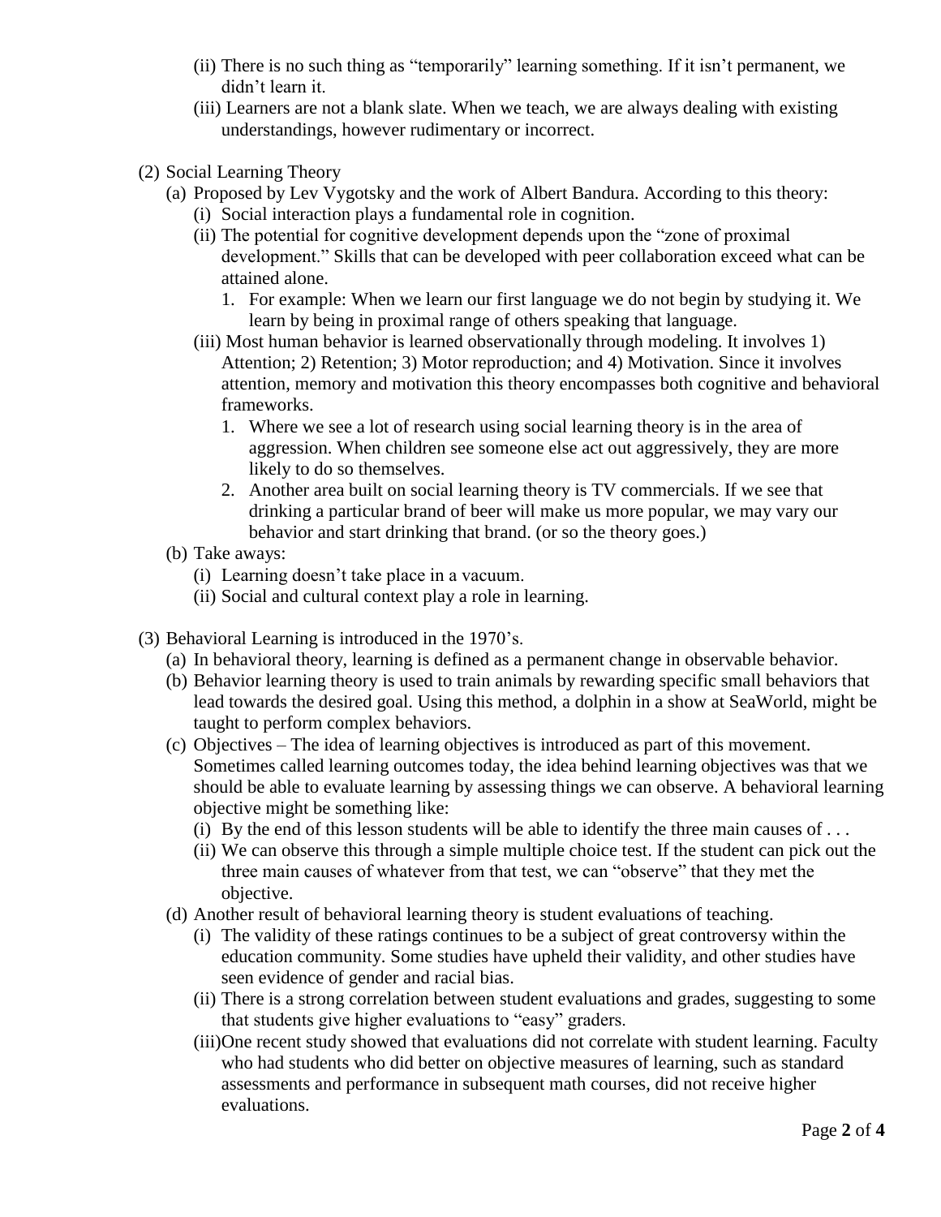(ii) There is no such thing as "temporarily" learning something. If it isn't permanent, we didn't learn it.

(iii) Learners are not a blank slate. When we teach, we are always dealing with existing understandings, however rudimentary or incorrect.

(2) Social Learning Theory

(a) Proposed by Lev Vygotsky and the work of Albert Bandura. According to this theory:

(i) Social interaction plays a fundamental role in cognition.

(ii) The potential for cognitive development depends upon the "zone of proximal development." Skills that can be developed with peer collaboration exceed what can be attained alone.

1. For example: When we learn our first language we do not begin by studying it. We learn by being in proximal range of others speaking that language.

(iii) Most human behavior is learned observationally through modeling. It involves 1) Attention; 2) Retention; 3) Motor reproduction; and 4) Motivation. Since it involves attention, memory and motivation this theory encompasses both cognitive and behavioral frameworks.

1. Where we see a lot of research using social learning theory is in the area of aggression. When children see someone else act out aggressively, they are more likely to do so themselves.
2. Another area built on social learning theory is TV commercials. If we see that drinking a particular brand of beer will make us more popular, we may vary our behavior and start drinking that brand. (or so the theory goes.)

(b) Take aways:

(i) Learning doesn't take place in a vacuum.

(ii) Social and cultural context play a role in learning.

(3) Behavioral Learning is introduced in the 1970's.

(a) In behavioral theory, learning is defined as a permanent change in observable behavior.

(b) Behavior learning theory is used to train animals by rewarding specific small behaviors that lead towards the desired goal. Using this method, a dolphin in a show at SeaWorld, might be taught to perform complex behaviors.

(c) Objectives – The idea of learning objectives is introduced as part of this movement. Sometimes called learning outcomes today, the idea behind learning objectives was that we should be able to evaluate learning by assessing things we can observe. A behavioral learning objective might be something like:

(i) By the end of this lesson students will be able to identify the three main causes of . . .

(ii) We can observe this through a simple multiple choice test. If the student can pick out the three main causes of whatever from that test, we can "observe" that they met the objective.

(d) Another result of behavioral learning theory is student evaluations of teaching.

(i) The validity of these ratings continues to be a subject of great controversy within the education community. Some studies have upheld their validity, and other studies have seen evidence of gender and racial bias.

(ii) There is a strong correlation between student evaluations and grades, suggesting to some that students give higher evaluations to "easy" graders.

(iii) One recent study showed that evaluations did not correlate with student learning. Faculty who had students who did better on objective measures of learning, such as standard assessments and performance in subsequent math courses, did not receive higher evaluations.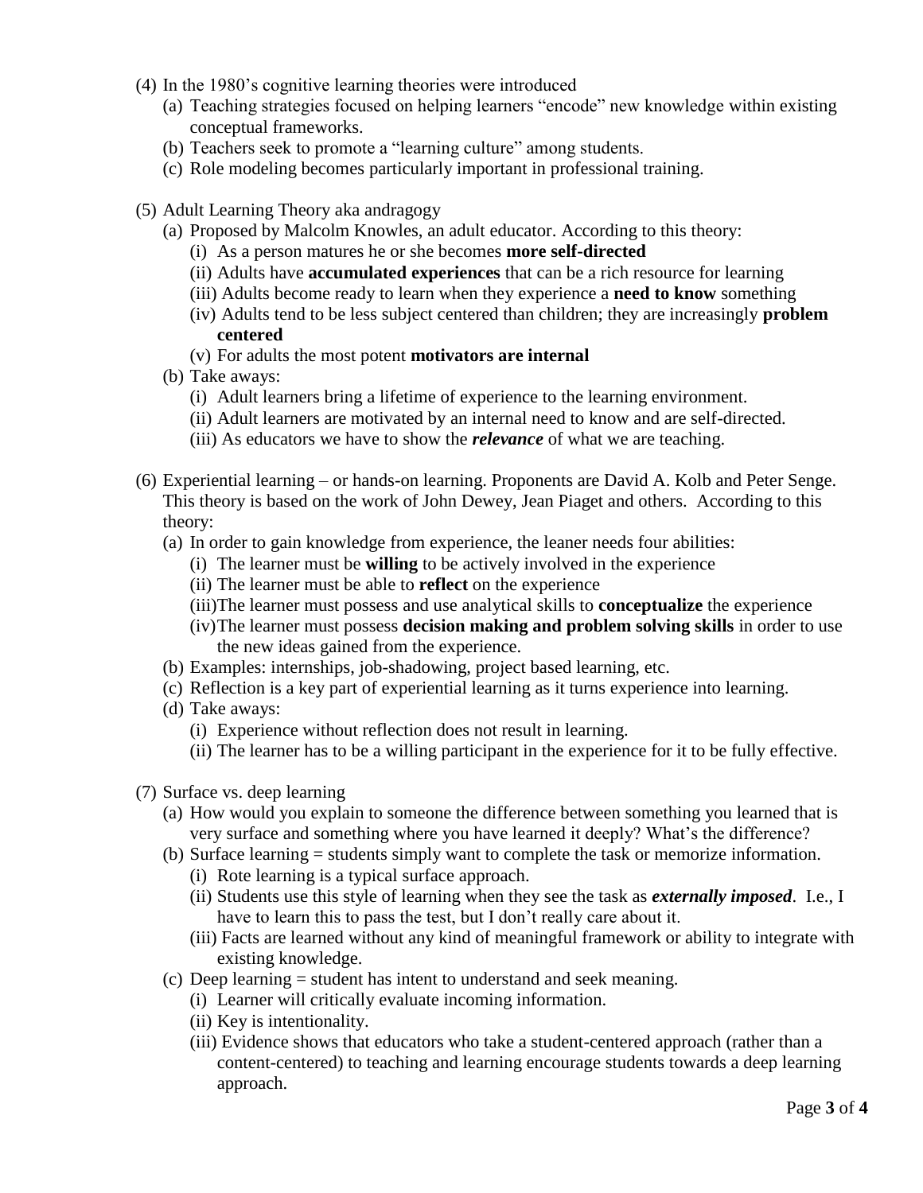(4) In the 1980's cognitive learning theories were introduced
  (a) Teaching strategies focused on helping learners "encode" new knowledge within existing conceptual frameworks.
  (b) Teachers seek to promote a "learning culture" among students.
  (c) Role modeling becomes particularly important in professional training.

(5) Adult Learning Theory aka andragogy
  (a) Proposed by Malcolm Knowles, an adult educator. According to this theory:
    (i) As a person matures he or she becomes **more self-directed**
    (ii) Adults have **accumulated experiences** that can be a rich resource for learning
    (iii) Adults become ready to learn when they experience a **need to know** something
    (iv) Adults tend to be less subject centered than children; they are increasingly **problem centered**
    (v) For adults the most potent **motivators are internal**
  (b) Take aways:
    (i) Adult learners bring a lifetime of experience to the learning environment.
    (ii) Adult learners are motivated by an internal need to know and are self-directed.
    (iii) As educators we have to show the ***relevance*** of what we are teaching.

(6) Experiential learning – or hands-on learning. Proponents are David A. Kolb and Peter Senge. This theory is based on the work of John Dewey, Jean Piaget and others. According to this theory:
  (a) In order to gain knowledge from experience, the leaner needs four abilities:
    (i) The learner must be **willing** to be actively involved in the experience
    (ii) The learner must be able to **reflect** on the experience
    (iii) The learner must possess and use analytical skills to **conceptualize** the experience
    (iv) The learner must possess **decision making and problem solving skills** in order to use the new ideas gained from the experience.
  (b) Examples: internships, job-shadowing, project based learning, etc.
  (c) Reflection is a key part of experiential learning as it turns experience into learning.
  (d) Take aways:
    (i) Experience without reflection does not result in learning.
    (ii) The learner has to be a willing participant in the experience for it to be fully effective.

(7) Surface vs. deep learning
  (a) How would you explain to someone the difference between something you learned that is very surface and something where you have learned it deeply? What's the difference?
  (b) Surface learning = students simply want to complete the task or memorize information.
    (i) Rote learning is a typical surface approach.
    (ii) Students use this style of learning when they see the task as ***externally imposed***. I.e., I have to learn this to pass the test, but I don't really care about it.
    (iii) Facts are learned without any kind of meaningful framework or ability to integrate with existing knowledge.
  (c) Deep learning = student has intent to understand and seek meaning.
    (i) Learner will critically evaluate incoming information.
    (ii) Key is intentionality.
    (iii) Evidence shows that educators who take a student-centered approach (rather than a content-centered) to teaching and learning encourage students towards a deep learning approach.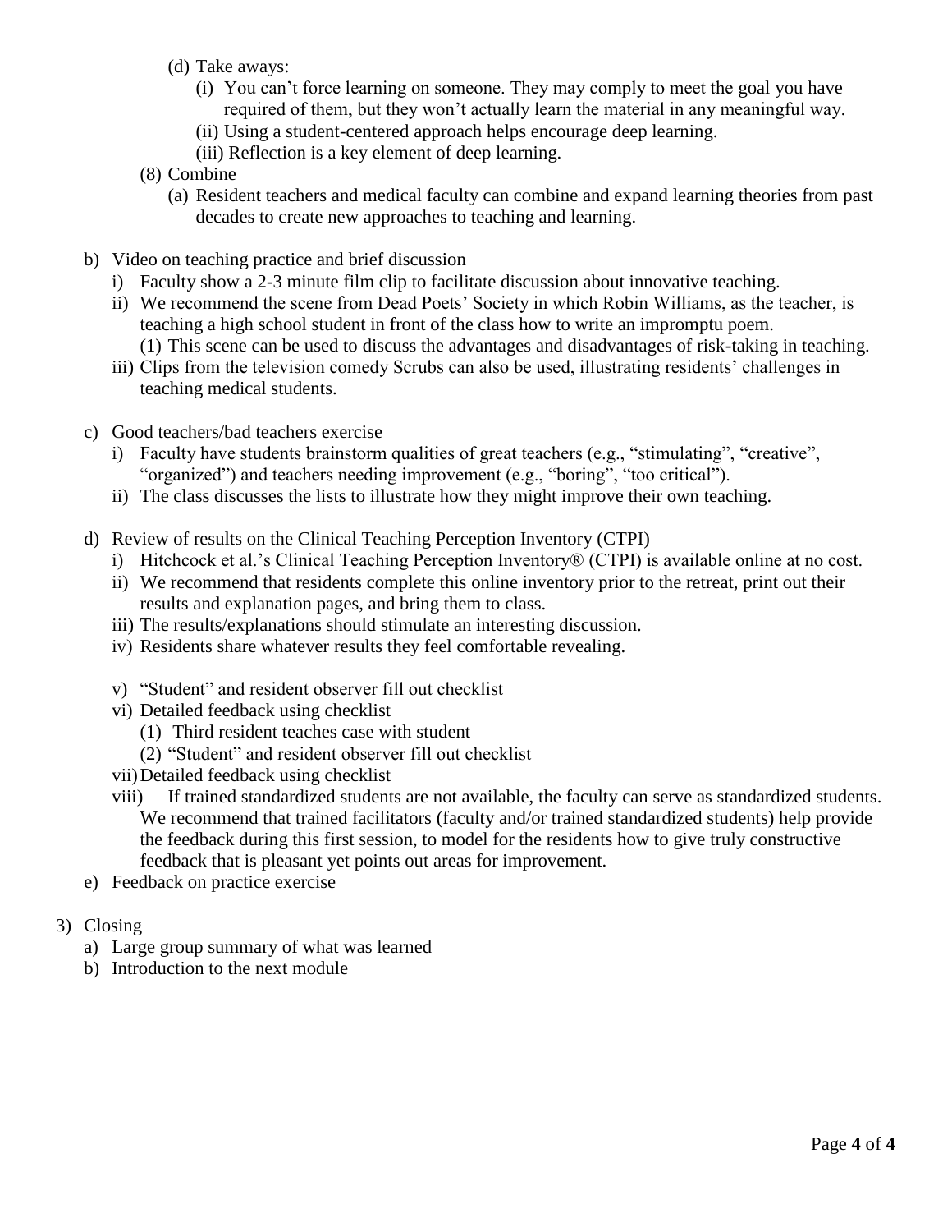- (d) Take aways:
  - (i) You can't force learning on someone. They may comply to meet the goal you have required of them, but they won't actually learn the material in any meaningful way.
  - (ii) Using a student-centered approach helps encourage deep learning.
  - (iii) Reflection is a key element of deep learning.
- (8) Combine
  - (a) Resident teachers and medical faculty can combine and expand learning theories from past decades to create new approaches to teaching and learning.

b) Video on teaching practice and brief discussion
  - i) Faculty show a 2-3 minute film clip to facilitate discussion about innovative teaching.
  - ii) We recommend the scene from Dead Poets' Society in which Robin Williams, as the teacher, is teaching a high school student in front of the class how to write an impromptu poem.
    - (1) This scene can be used to discuss the advantages and disadvantages of risk-taking in teaching.
  - iii) Clips from the television comedy Scrubs can also be used, illustrating residents' challenges in teaching medical students.

c) Good teachers/bad teachers exercise
  - i) Faculty have students brainstorm qualities of great teachers (e.g., "stimulating", "creative", "organized") and teachers needing improvement (e.g., "boring", "too critical").
  - ii) The class discusses the lists to illustrate how they might improve their own teaching.

d) Review of results on the Clinical Teaching Perception Inventory (CTPI)
  - i) Hitchcock et al.'s Clinical Teaching Perception Inventory® (CTPI) is available online at no cost.
  - ii) We recommend that residents complete this online inventory prior to the retreat, print out their results and explanation pages, and bring them to class.
  - iii) The results/explanations should stimulate an interesting discussion.
  - iv) Residents share whatever results they feel comfortable revealing.
  - v) "Student" and resident observer fill out checklist
  - vi) Detailed feedback using checklist
    - (1) Third resident teaches case with student
    - (2) "Student" and resident observer fill out checklist
  - vii) Detailed feedback using checklist
  - viii) If trained standardized students are not available, the faculty can serve as standardized students. We recommend that trained facilitators (faculty and/or trained standardized students) help provide the feedback during this first session, to model for the residents how to give truly constructive feedback that is pleasant yet points out areas for improvement.

e) Feedback on practice exercise

3) Closing
  - a) Large group summary of what was learned
  - b) Introduction to the next module